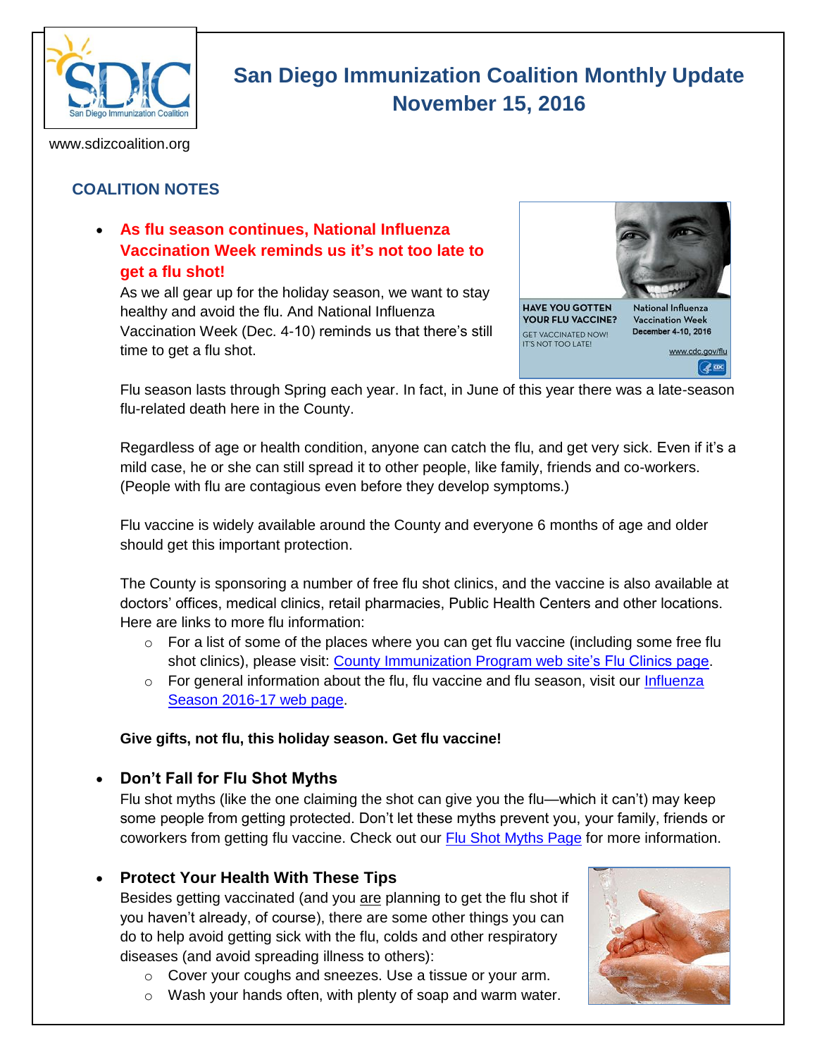# San Diego Immunization Coalition Monthly Update

## November 15, 2016

www.sdizcoalition.org

## COALITION NOTES

- **As flu season continues, National Influenza Vaccination Week reminds us it's not too late to get a flu shot!**

  As we all gear up for the holiday season, we want to stay healthy and avoid the flu. And National Influenza Vaccination Week (Dec. 4-10) reminds us that there's still time to get a flu shot.

  Flu season lasts through Spring each year. In fact, in June of this year there was a late-season flu-related death here in the County.

  Regardless of age or health condition, anyone can catch the flu, and get very sick. Even if it's a mild case, he or she can still spread it to other people, like family, friends and co-workers. (People with flu are contagious even before they develop symptoms.)

  Flu vaccine is widely available around the County and everyone 6 months of age and older should get this important protection.

  The County is sponsoring a number of free flu shot clinics, and the vaccine is also available at doctors' offices, medical clinics, retail pharmacies, Public Health Centers and other locations. Here are links to more flu information:

  - For a list of some of the places where you can get flu vaccine (including some free flu shot clinics), please visit: County Immunization Program web site's Flu Clinics page.
  - For general information about the flu, flu vaccine and flu season, visit our Influenza Season 2016-17 web page.

  **Give gifts, not flu, this holiday season. Get flu vaccine!**

- **Don't Fall for Flu Shot Myths**

  Flu shot myths (like the one claiming the shot can give you the flu—which it can't) may keep some people from getting protected. Don't let these myths prevent you, your family, friends or coworkers from getting flu vaccine. Check out our Flu Shot Myths Page for more information.

- **Protect Your Health With These Tips**

  Besides getting vaccinated (and you are planning to get the flu shot if you haven't already, of course), there are some other things you can do to help avoid getting sick with the flu, colds and other respiratory diseases (and avoid spreading illness to others):

  - Cover your coughs and sneezes. Use a tissue or your arm.
  - Wash your hands often, with plenty of soap and warm water.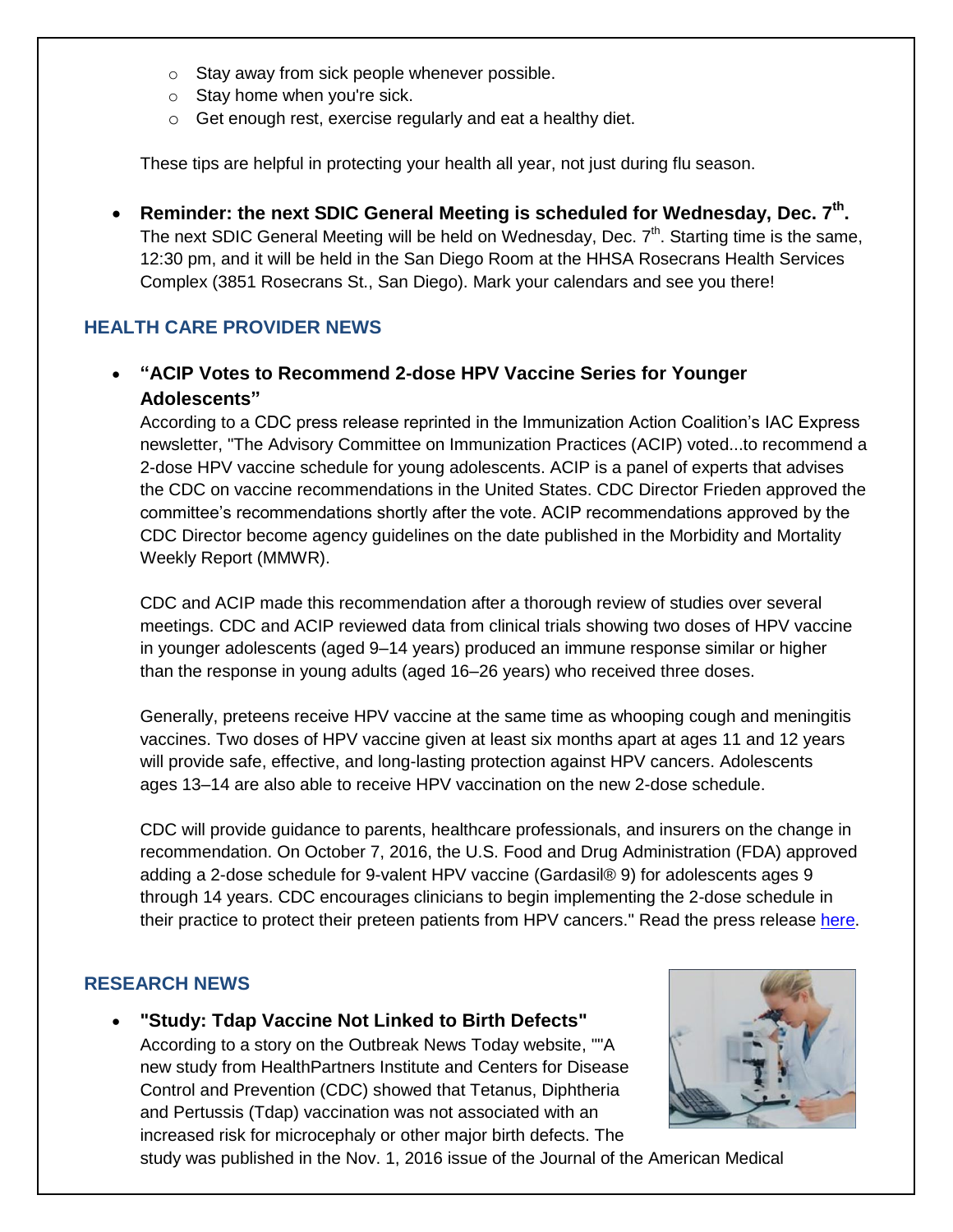- Stay away from sick people whenever possible.
  - Stay home when you're sick.
  - Get enough rest, exercise regularly and eat a healthy diet.

  These tips are helpful in protecting your health all year, not just during flu season.

- **Reminder: the next SDIC General Meeting is scheduled for Wednesday, Dec. 7th.** The next SDIC General Meeting will be held on Wednesday, Dec. 7th. Starting time is the same, 12:30 pm, and it will be held in the San Diego Room at the HHSA Rosecrans Health Services Complex (3851 Rosecrans St., San Diego). Mark your calendars and see you there!

## HEALTH CARE PROVIDER NEWS

- **"ACIP Votes to Recommend 2-dose HPV Vaccine Series for Younger Adolescents"**

  According to a CDC press release reprinted in the Immunization Action Coalition's IAC Express newsletter, "The Advisory Committee on Immunization Practices (ACIP) voted...to recommend a 2-dose HPV vaccine schedule for young adolescents. ACIP is a panel of experts that advises the CDC on vaccine recommendations in the United States. CDC Director Frieden approved the committee's recommendations shortly after the vote. ACIP recommendations approved by the CDC Director become agency guidelines on the date published in the Morbidity and Mortality Weekly Report (MMWR).

  CDC and ACIP made this recommendation after a thorough review of studies over several meetings. CDC and ACIP reviewed data from clinical trials showing two doses of HPV vaccine in younger adolescents (aged 9–14 years) produced an immune response similar or higher than the response in young adults (aged 16–26 years) who received three doses.

  Generally, preteens receive HPV vaccine at the same time as whooping cough and meningitis vaccines. Two doses of HPV vaccine given at least six months apart at ages 11 and 12 years will provide safe, effective, and long-lasting protection against HPV cancers. Adolescents ages 13–14 are also able to receive HPV vaccination on the new 2-dose schedule.

  CDC will provide guidance to parents, healthcare professionals, and insurers on the change in recommendation. On October 7, 2016, the U.S. Food and Drug Administration (FDA) approved adding a 2-dose schedule for 9-valent HPV vaccine (Gardasil® 9) for adolescents ages 9 through 14 years. CDC encourages clinicians to begin implementing the 2-dose schedule in their practice to protect their preteen patients from HPV cancers." Read the press release here.

## RESEARCH NEWS

- **"Study: Tdap Vaccine Not Linked to Birth Defects"**

  According to a story on the Outbreak News Today website, ""A new study from HealthPartners Institute and Centers for Disease Control and Prevention (CDC) showed that Tetanus, Diphtheria and Pertussis (Tdap) vaccination was not associated with an increased risk for microcephaly or other major birth defects. The study was published in the Nov. 1, 2016 issue of the Journal of the American Medical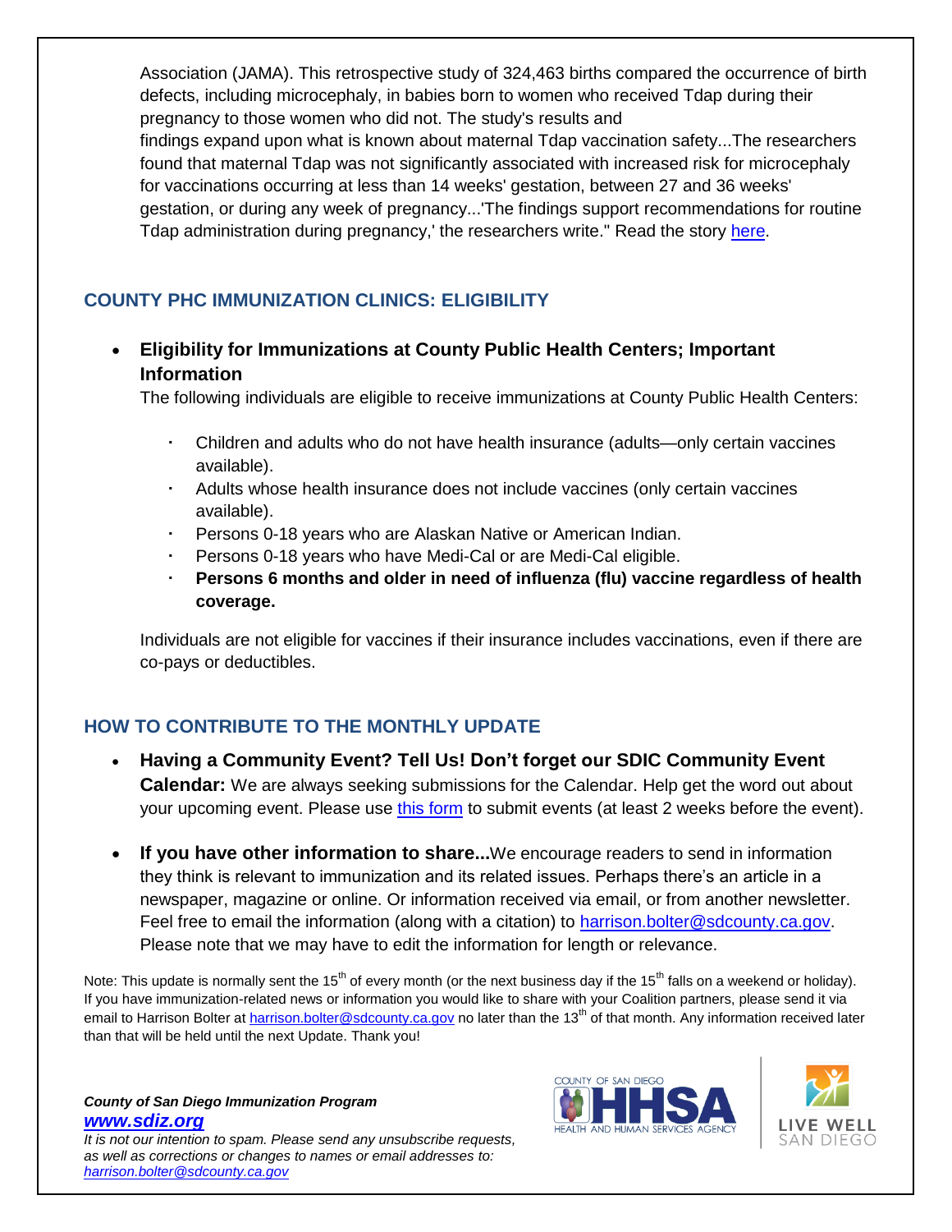Association (JAMA). This retrospective study of 324,463 births compared the occurrence of birth defects, including microcephaly, in babies born to women who received Tdap during their pregnancy to those women who did not. The study's results and findings expand upon what is known about maternal Tdap vaccination safety...The researchers found that maternal Tdap was not significantly associated with increased risk for microcephaly for vaccinations occurring at less than 14 weeks' gestation, between 27 and 36 weeks' gestation, or during any week of pregnancy...'The findings support recommendations for routine Tdap administration during pregnancy,' the researchers write." Read the story here.

## COUNTY PHC IMMUNIZATION CLINICS: ELIGIBILITY

- **Eligibility for Immunizations at County Public Health Centers; Important Information**

  The following individuals are eligible to receive immunizations at County Public Health Centers:

  - Children and adults who do not have health insurance (adults—only certain vaccines available).
  - Adults whose health insurance does not include vaccines (only certain vaccines available).
  - Persons 0-18 years who are Alaskan Native or American Indian.
  - Persons 0-18 years who have Medi-Cal or are Medi-Cal eligible.
  - **Persons 6 months and older in need of influenza (flu) vaccine regardless of health coverage.**

  Individuals are not eligible for vaccines if their insurance includes vaccinations, even if there are co-pays or deductibles.

## HOW TO CONTRIBUTE TO THE MONTHLY UPDATE

- **Having a Community Event? Tell Us! Don't forget our SDIC Community Event Calendar:** We are always seeking submissions for the Calendar. Help get the word out about your upcoming event. Please use this form to submit events (at least 2 weeks before the event).

- **If you have other information to share...**We encourage readers to send in information they think is relevant to immunization and its related issues. Perhaps there's an article in a newspaper, magazine or online. Or information received via email, or from another newsletter. Feel free to email the information (along with a citation) to harrison.bolter@sdcounty.ca.gov. Please note that we may have to edit the information for length or relevance.

Note: This update is normally sent the 15th of every month (or the next business day if the 15th falls on a weekend or holiday). If you have immunization-related news or information you would like to share with your Coalition partners, please send it via email to Harrison Bolter at harrison.bolter@sdcounty.ca.gov no later than the 13th of that month. Any information received later than that will be held until the next Update. Thank you!

***County of San Diego Immunization Program***
***www.sdiz.org***
*It is not our intention to spam. Please send any unsubscribe requests, as well as corrections or changes to names or email addresses to: harrison.bolter@sdcounty.ca.gov*

COUNTY OF SAN DIEGO HHSA HEALTH AND HUMAN SERVICES AGENCY

LIVE WELL SAN DIEGO